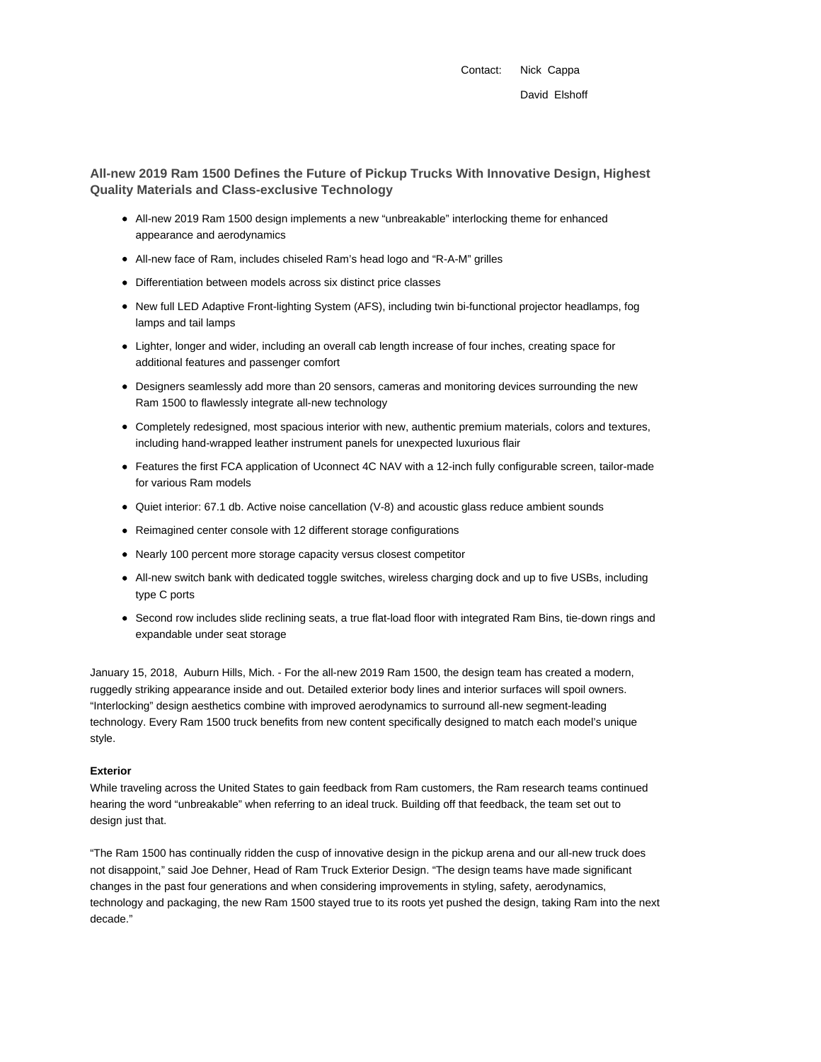Contact: Nick Cappa
David Elshoff

## All-new 2019 Ram 1500 Defines the Future of Pickup Trucks With Innovative Design, Highest Quality Materials and Class-exclusive Technology

- All-new 2019 Ram 1500 design implements a new "unbreakable" interlocking theme for enhanced appearance and aerodynamics
- All-new face of Ram, includes chiseled Ram's head logo and "R-A-M" grilles
- Differentiation between models across six distinct price classes
- New full LED Adaptive Front-lighting System (AFS), including twin bi-functional projector headlamps, fog lamps and tail lamps
- Lighter, longer and wider, including an overall cab length increase of four inches, creating space for additional features and passenger comfort
- Designers seamlessly add more than 20 sensors, cameras and monitoring devices surrounding the new Ram 1500 to flawlessly integrate all-new technology
- Completely redesigned, most spacious interior with new, authentic premium materials, colors and textures, including hand-wrapped leather instrument panels for unexpected luxurious flair
- Features the first FCA application of Uconnect 4C NAV with a 12-inch fully configurable screen, tailor-made for various Ram models
- Quiet interior: 67.1 db. Active noise cancellation (V-8) and acoustic glass reduce ambient sounds
- Reimagined center console with 12 different storage configurations
- Nearly 100 percent more storage capacity versus closest competitor
- All-new switch bank with dedicated toggle switches, wireless charging dock and up to five USBs, including type C ports
- Second row includes slide reclining seats, a true flat-load floor with integrated Ram Bins, tie-down rings and expandable under seat storage

January 15, 2018, Auburn Hills, Mich. - For the all-new 2019 Ram 1500, the design team has created a modern, ruggedly striking appearance inside and out. Detailed exterior body lines and interior surfaces will spoil owners. "Interlocking" design aesthetics combine with improved aerodynamics to surround all-new segment-leading technology. Every Ram 1500 truck benefits from new content specifically designed to match each model's unique style.

**Exterior**

While traveling across the United States to gain feedback from Ram customers, the Ram research teams continued hearing the word "unbreakable" when referring to an ideal truck. Building off that feedback, the team set out to design just that.

"The Ram 1500 has continually ridden the cusp of innovative design in the pickup arena and our all-new truck does not disappoint," said Joe Dehner, Head of Ram Truck Exterior Design. "The design teams have made significant changes in the past four generations and when considering improvements in styling, safety, aerodynamics, technology and packaging, the new Ram 1500 stayed true to its roots yet pushed the design, taking Ram into the next decade."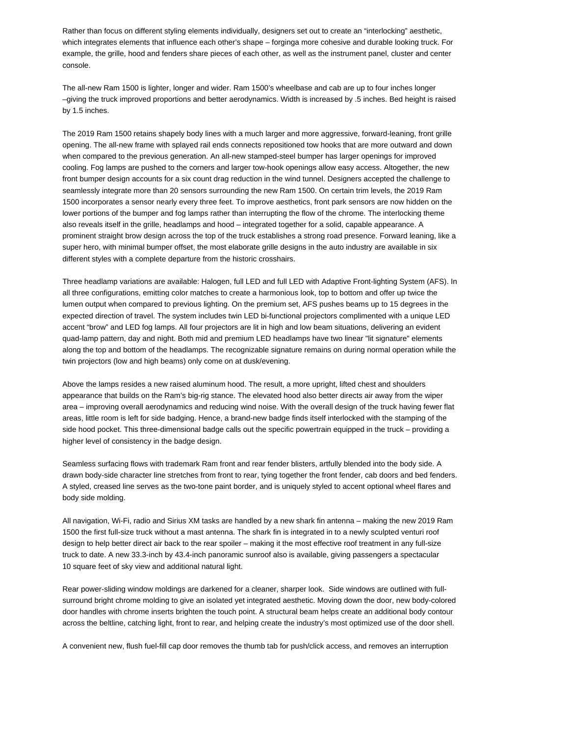Rather than focus on different styling elements individually, designers set out to create an "interlocking" aesthetic, which integrates elements that influence each other's shape – forginga more cohesive and durable looking truck. For example, the grille, hood and fenders share pieces of each other, as well as the instrument panel, cluster and center console.

The all-new Ram 1500 is lighter, longer and wider. Ram 1500's wheelbase and cab are up to four inches longer –giving the truck improved proportions and better aerodynamics. Width is increased by .5 inches. Bed height is raised by 1.5 inches.

The 2019 Ram 1500 retains shapely body lines with a much larger and more aggressive, forward-leaning, front grille opening. The all-new frame with splayed rail ends connects repositioned tow hooks that are more outward and down when compared to the previous generation. An all-new stamped-steel bumper has larger openings for improved cooling. Fog lamps are pushed to the corners and larger tow-hook openings allow easy access. Altogether, the new front bumper design accounts for a six count drag reduction in the wind tunnel. Designers accepted the challenge to seamlessly integrate more than 20 sensors surrounding the new Ram 1500. On certain trim levels, the 2019 Ram 1500 incorporates a sensor nearly every three feet. To improve aesthetics, front park sensors are now hidden on the lower portions of the bumper and fog lamps rather than interrupting the flow of the chrome. The interlocking theme also reveals itself in the grille, headlamps and hood – integrated together for a solid, capable appearance. A prominent straight brow design across the top of the truck establishes a strong road presence. Forward leaning, like a super hero, with minimal bumper offset, the most elaborate grille designs in the auto industry are available in six different styles with a complete departure from the historic crosshairs.

Three headlamp variations are available: Halogen, full LED and full LED with Adaptive Front-lighting System (AFS). In all three configurations, emitting color matches to create a harmonious look, top to bottom and offer up twice the lumen output when compared to previous lighting. On the premium set, AFS pushes beams up to 15 degrees in the expected direction of travel. The system includes twin LED bi-functional projectors complimented with a unique LED accent "brow" and LED fog lamps. All four projectors are lit in high and low beam situations, delivering an evident quad-lamp pattern, day and night. Both mid and premium LED headlamps have two linear "lit signature" elements along the top and bottom of the headlamps. The recognizable signature remains on during normal operation while the twin projectors (low and high beams) only come on at dusk/evening.

Above the lamps resides a new raised aluminum hood. The result, a more upright, lifted chest and shoulders appearance that builds on the Ram's big-rig stance. The elevated hood also better directs air away from the wiper area – improving overall aerodynamics and reducing wind noise. With the overall design of the truck having fewer flat areas, little room is left for side badging. Hence, a brand-new badge finds itself interlocked with the stamping of the side hood pocket. This three-dimensional badge calls out the specific powertrain equipped in the truck – providing a higher level of consistency in the badge design.

Seamless surfacing flows with trademark Ram front and rear fender blisters, artfully blended into the body side. A drawn body-side character line stretches from front to rear, tying together the front fender, cab doors and bed fenders. A styled, creased line serves as the two-tone paint border, and is uniquely styled to accent optional wheel flares and body side molding.

All navigation, Wi-Fi, radio and Sirius XM tasks are handled by a new shark fin antenna – making the new 2019 Ram 1500 the first full-size truck without a mast antenna. The shark fin is integrated in to a newly sculpted venturi roof design to help better direct air back to the rear spoiler – making it the most effective roof treatment in any full-size truck to date. A new 33.3-inch by 43.4-inch panoramic sunroof also is available, giving passengers a spectacular 10 square feet of sky view and additional natural light.

Rear power-sliding window moldings are darkened for a cleaner, sharper look. Side windows are outlined with full-surround bright chrome molding to give an isolated yet integrated aesthetic. Moving down the door, new body-colored door handles with chrome inserts brighten the touch point. A structural beam helps create an additional body contour across the beltline, catching light, front to rear, and helping create the industry's most optimized use of the door shell.

A convenient new, flush fuel-fill cap door removes the thumb tab for push/click access, and removes an interruption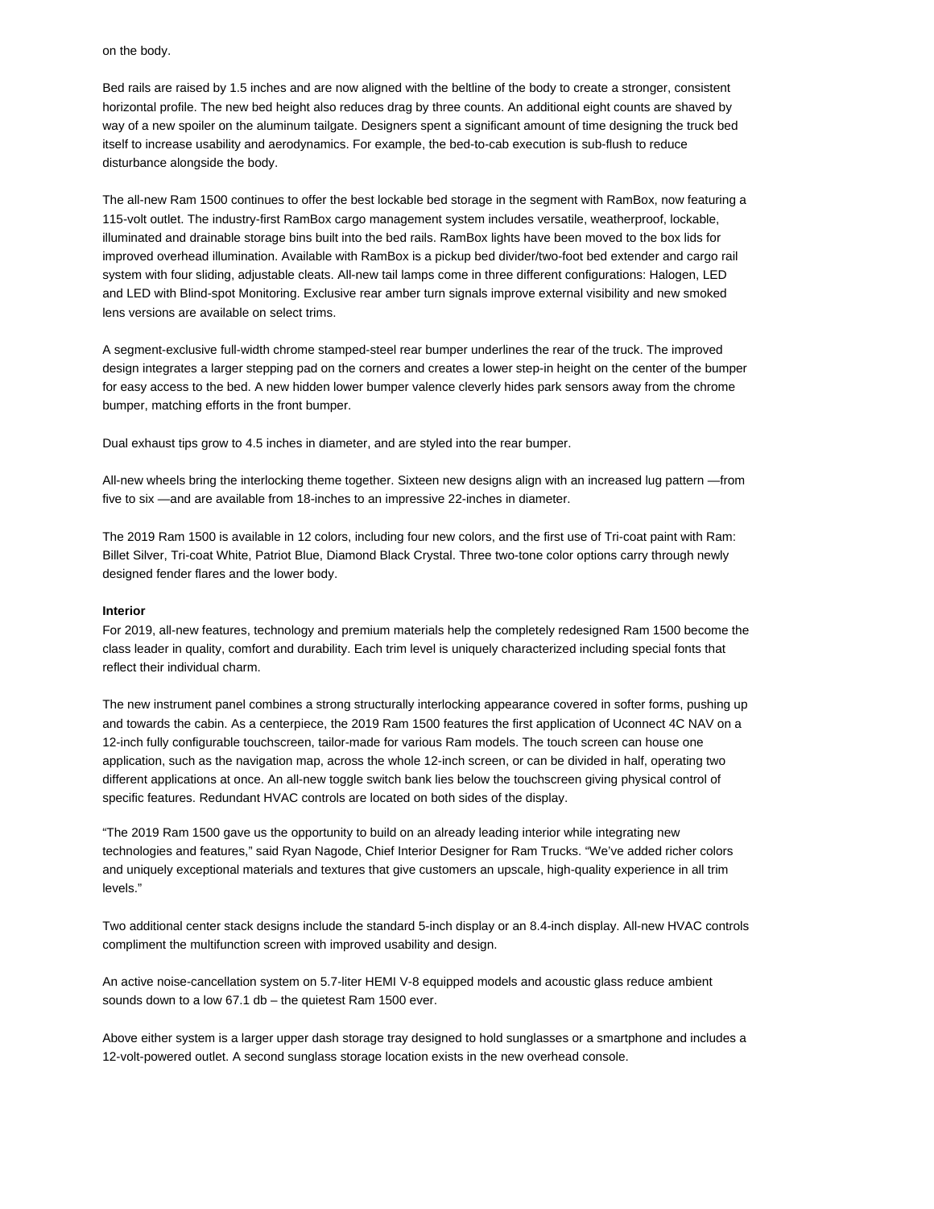on the body.

Bed rails are raised by 1.5 inches and are now aligned with the beltline of the body to create a stronger, consistent horizontal profile. The new bed height also reduces drag by three counts. An additional eight counts are shaved by way of a new spoiler on the aluminum tailgate. Designers spent a significant amount of time designing the truck bed itself to increase usability and aerodynamics. For example, the bed-to-cab execution is sub-flush to reduce disturbance alongside the body.

The all-new Ram 1500 continues to offer the best lockable bed storage in the segment with RamBox, now featuring a 115-volt outlet. The industry-first RamBox cargo management system includes versatile, weatherproof, lockable, illuminated and drainable storage bins built into the bed rails. RamBox lights have been moved to the box lids for improved overhead illumination. Available with RamBox is a pickup bed divider/two-foot bed extender and cargo rail system with four sliding, adjustable cleats. All-new tail lamps come in three different configurations: Halogen, LED and LED with Blind-spot Monitoring. Exclusive rear amber turn signals improve external visibility and new smoked lens versions are available on select trims.

A segment-exclusive full-width chrome stamped-steel rear bumper underlines the rear of the truck. The improved design integrates a larger stepping pad on the corners and creates a lower step-in height on the center of the bumper for easy access to the bed. A new hidden lower bumper valence cleverly hides park sensors away from the chrome bumper, matching efforts in the front bumper.

Dual exhaust tips grow to 4.5 inches in diameter, and are styled into the rear bumper.

All-new wheels bring the interlocking theme together. Sixteen new designs align with an increased lug pattern —from five to six —and are available from 18-inches to an impressive 22-inches in diameter.

The 2019 Ram 1500 is available in 12 colors, including four new colors, and the first use of Tri-coat paint with Ram: Billet Silver, Tri-coat White, Patriot Blue, Diamond Black Crystal. Three two-tone color options carry through newly designed fender flares and the lower body.

**Interior**

For 2019, all-new features, technology and premium materials help the completely redesigned Ram 1500 become the class leader in quality, comfort and durability. Each trim level is uniquely characterized including special fonts that reflect their individual charm.

The new instrument panel combines a strong structurally interlocking appearance covered in softer forms, pushing up and towards the cabin. As a centerpiece, the 2019 Ram 1500 features the first application of Uconnect 4C NAV on a 12-inch fully configurable touchscreen, tailor-made for various Ram models. The touch screen can house one application, such as the navigation map, across the whole 12-inch screen, or can be divided in half, operating two different applications at once. An all-new toggle switch bank lies below the touchscreen giving physical control of specific features. Redundant HVAC controls are located on both sides of the display.

"The 2019 Ram 1500 gave us the opportunity to build on an already leading interior while integrating new technologies and features," said Ryan Nagode, Chief Interior Designer for Ram Trucks. "We've added richer colors and uniquely exceptional materials and textures that give customers an upscale, high-quality experience in all trim levels."

Two additional center stack designs include the standard 5-inch display or an 8.4-inch display. All-new HVAC controls compliment the multifunction screen with improved usability and design.

An active noise-cancellation system on 5.7-liter HEMI V-8 equipped models and acoustic glass reduce ambient sounds down to a low 67.1 db – the quietest Ram 1500 ever.

Above either system is a larger upper dash storage tray designed to hold sunglasses or a smartphone and includes a 12-volt-powered outlet. A second sunglass storage location exists in the new overhead console.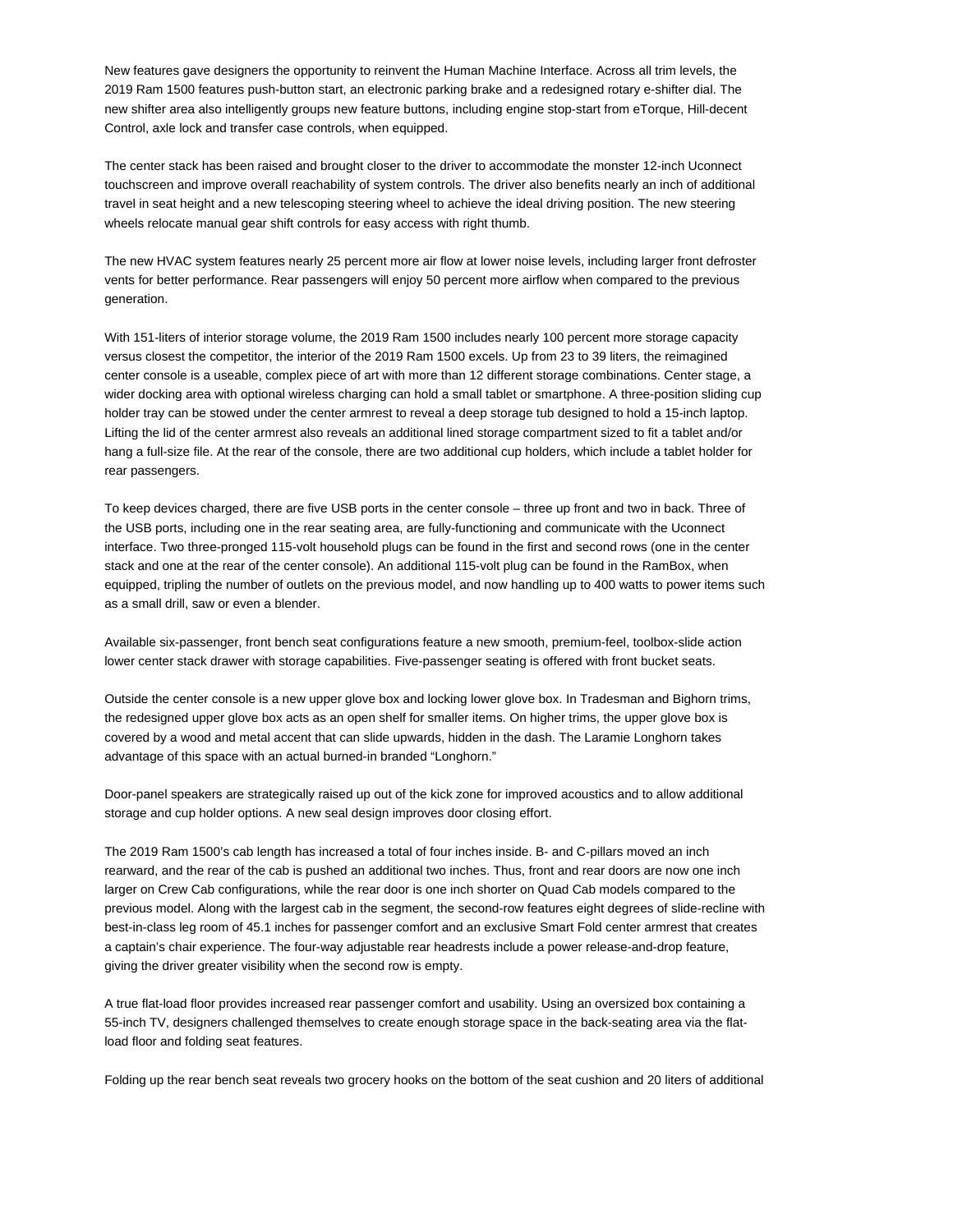New features gave designers the opportunity to reinvent the Human Machine Interface. Across all trim levels, the 2019 Ram 1500 features push-button start, an electronic parking brake and a redesigned rotary e-shifter dial. The new shifter area also intelligently groups new feature buttons, including engine stop-start from eTorque, Hill-decent Control, axle lock and transfer case controls, when equipped.

The center stack has been raised and brought closer to the driver to accommodate the monster 12-inch Uconnect touchscreen and improve overall reachability of system controls. The driver also benefits nearly an inch of additional travel in seat height and a new telescoping steering wheel to achieve the ideal driving position. The new steering wheels relocate manual gear shift controls for easy access with right thumb.

The new HVAC system features nearly 25 percent more air flow at lower noise levels, including larger front defroster vents for better performance. Rear passengers will enjoy 50 percent more airflow when compared to the previous generation.

With 151-liters of interior storage volume, the 2019 Ram 1500 includes nearly 100 percent more storage capacity versus closest the competitor, the interior of the 2019 Ram 1500 excels. Up from 23 to 39 liters, the reimagined center console is a useable, complex piece of art with more than 12 different storage combinations. Center stage, a wider docking area with optional wireless charging can hold a small tablet or smartphone. A three-position sliding cup holder tray can be stowed under the center armrest to reveal a deep storage tub designed to hold a 15-inch laptop. Lifting the lid of the center armrest also reveals an additional lined storage compartment sized to fit a tablet and/or hang a full-size file. At the rear of the console, there are two additional cup holders, which include a tablet holder for rear passengers.

To keep devices charged, there are five USB ports in the center console – three up front and two in back. Three of the USB ports, including one in the rear seating area, are fully-functioning and communicate with the Uconnect interface. Two three-pronged 115-volt household plugs can be found in the first and second rows (one in the center stack and one at the rear of the center console). An additional 115-volt plug can be found in the RamBox, when equipped, tripling the number of outlets on the previous model, and now handling up to 400 watts to power items such as a small drill, saw or even a blender.

Available six-passenger, front bench seat configurations feature a new smooth, premium-feel, toolbox-slide action lower center stack drawer with storage capabilities. Five-passenger seating is offered with front bucket seats.

Outside the center console is a new upper glove box and locking lower glove box. In Tradesman and Bighorn trims, the redesigned upper glove box acts as an open shelf for smaller items. On higher trims, the upper glove box is covered by a wood and metal accent that can slide upwards, hidden in the dash. The Laramie Longhorn takes advantage of this space with an actual burned-in branded "Longhorn."

Door-panel speakers are strategically raised up out of the kick zone for improved acoustics and to allow additional storage and cup holder options. A new seal design improves door closing effort.

The 2019 Ram 1500's cab length has increased a total of four inches inside. B- and C-pillars moved an inch rearward, and the rear of the cab is pushed an additional two inches. Thus, front and rear doors are now one inch larger on Crew Cab configurations, while the rear door is one inch shorter on Quad Cab models compared to the previous model. Along with the largest cab in the segment, the second-row features eight degrees of slide-recline with best-in-class leg room of 45.1 inches for passenger comfort and an exclusive Smart Fold center armrest that creates a captain's chair experience. The four-way adjustable rear headrests include a power release-and-drop feature, giving the driver greater visibility when the second row is empty.

A true flat-load floor provides increased rear passenger comfort and usability. Using an oversized box containing a 55-inch TV, designers challenged themselves to create enough storage space in the back-seating area via the flat-load floor and folding seat features.

Folding up the rear bench seat reveals two grocery hooks on the bottom of the seat cushion and 20 liters of additional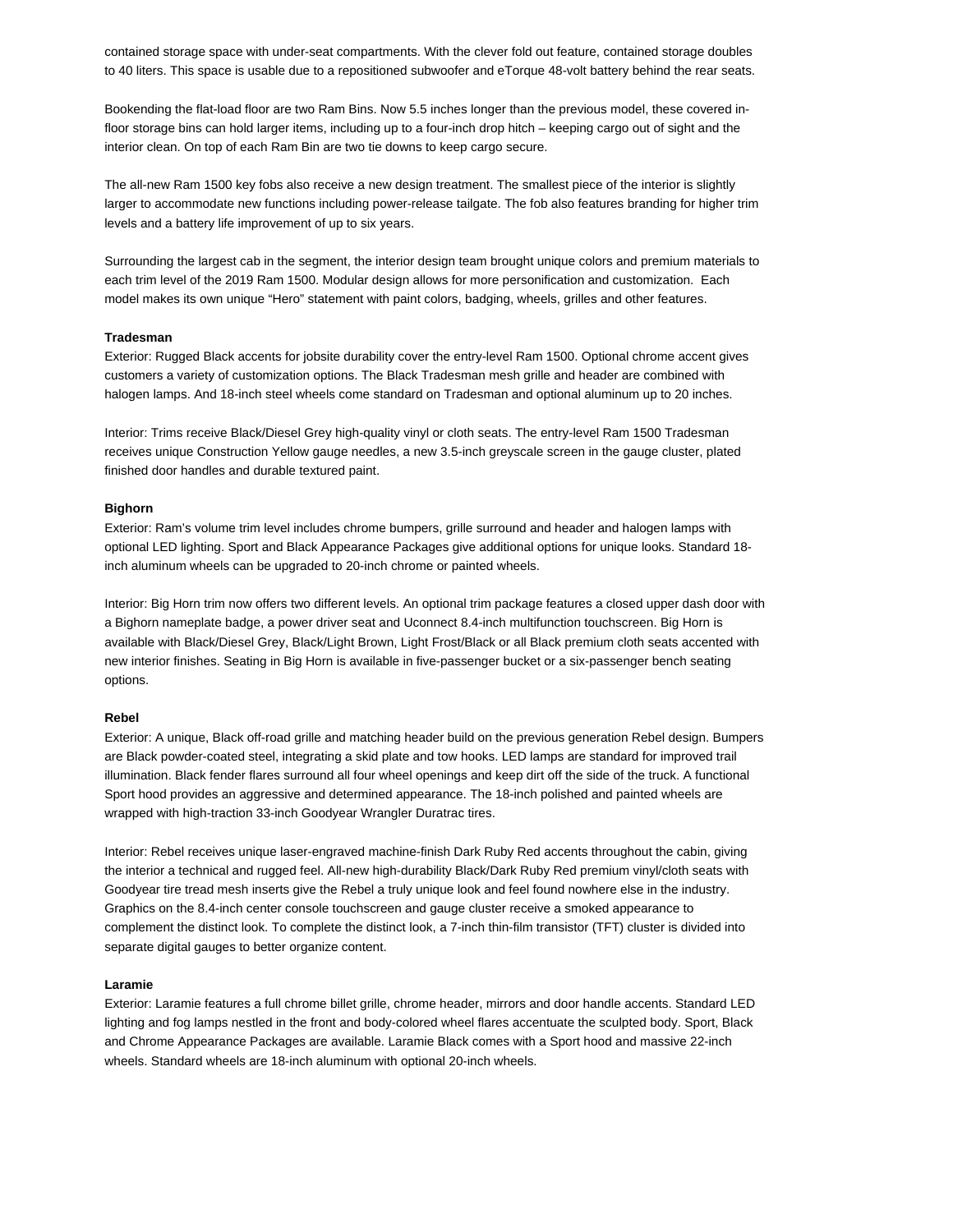contained storage space with under-seat compartments. With the clever fold out feature, contained storage doubles to 40 liters. This space is usable due to a repositioned subwoofer and eTorque 48-volt battery behind the rear seats.

Bookending the flat-load floor are two Ram Bins. Now 5.5 inches longer than the previous model, these covered in-floor storage bins can hold larger items, including up to a four-inch drop hitch – keeping cargo out of sight and the interior clean. On top of each Ram Bin are two tie downs to keep cargo secure.

The all-new Ram 1500 key fobs also receive a new design treatment. The smallest piece of the interior is slightly larger to accommodate new functions including power-release tailgate. The fob also features branding for higher trim levels and a battery life improvement of up to six years.

Surrounding the largest cab in the segment, the interior design team brought unique colors and premium materials to each trim level of the 2019 Ram 1500. Modular design allows for more personification and customization. Each model makes its own unique "Hero" statement with paint colors, badging, wheels, grilles and other features.

**Tradesman**

Exterior: Rugged Black accents for jobsite durability cover the entry-level Ram 1500. Optional chrome accent gives customers a variety of customization options. The Black Tradesman mesh grille and header are combined with halogen lamps. And 18-inch steel wheels come standard on Tradesman and optional aluminum up to 20 inches.

Interior: Trims receive Black/Diesel Grey high-quality vinyl or cloth seats. The entry-level Ram 1500 Tradesman receives unique Construction Yellow gauge needles, a new 3.5-inch greyscale screen in the gauge cluster, plated finished door handles and durable textured paint.

**Bighorn**

Exterior: Ram's volume trim level includes chrome bumpers, grille surround and header and halogen lamps with optional LED lighting. Sport and Black Appearance Packages give additional options for unique looks. Standard 18-inch aluminum wheels can be upgraded to 20-inch chrome or painted wheels.

Interior: Big Horn trim now offers two different levels. An optional trim package features a closed upper dash door with a Bighorn nameplate badge, a power driver seat and Uconnect 8.4-inch multifunction touchscreen. Big Horn is available with Black/Diesel Grey, Black/Light Brown, Light Frost/Black or all Black premium cloth seats accented with new interior finishes. Seating in Big Horn is available in five-passenger bucket or a six-passenger bench seating options.

**Rebel**

Exterior: A unique, Black off-road grille and matching header build on the previous generation Rebel design. Bumpers are Black powder-coated steel, integrating a skid plate and tow hooks. LED lamps are standard for improved trail illumination. Black fender flares surround all four wheel openings and keep dirt off the side of the truck. A functional Sport hood provides an aggressive and determined appearance. The 18-inch polished and painted wheels are wrapped with high-traction 33-inch Goodyear Wrangler Duratrac tires.

Interior: Rebel receives unique laser-engraved machine-finish Dark Ruby Red accents throughout the cabin, giving the interior a technical and rugged feel. All-new high-durability Black/Dark Ruby Red premium vinyl/cloth seats with Goodyear tire tread mesh inserts give the Rebel a truly unique look and feel found nowhere else in the industry. Graphics on the 8.4-inch center console touchscreen and gauge cluster receive a smoked appearance to complement the distinct look. To complete the distinct look, a 7-inch thin-film transistor (TFT) cluster is divided into separate digital gauges to better organize content.

**Laramie**

Exterior: Laramie features a full chrome billet grille, chrome header, mirrors and door handle accents. Standard LED lighting and fog lamps nestled in the front and body-colored wheel flares accentuate the sculpted body. Sport, Black and Chrome Appearance Packages are available. Laramie Black comes with a Sport hood and massive 22-inch wheels. Standard wheels are 18-inch aluminum with optional 20-inch wheels.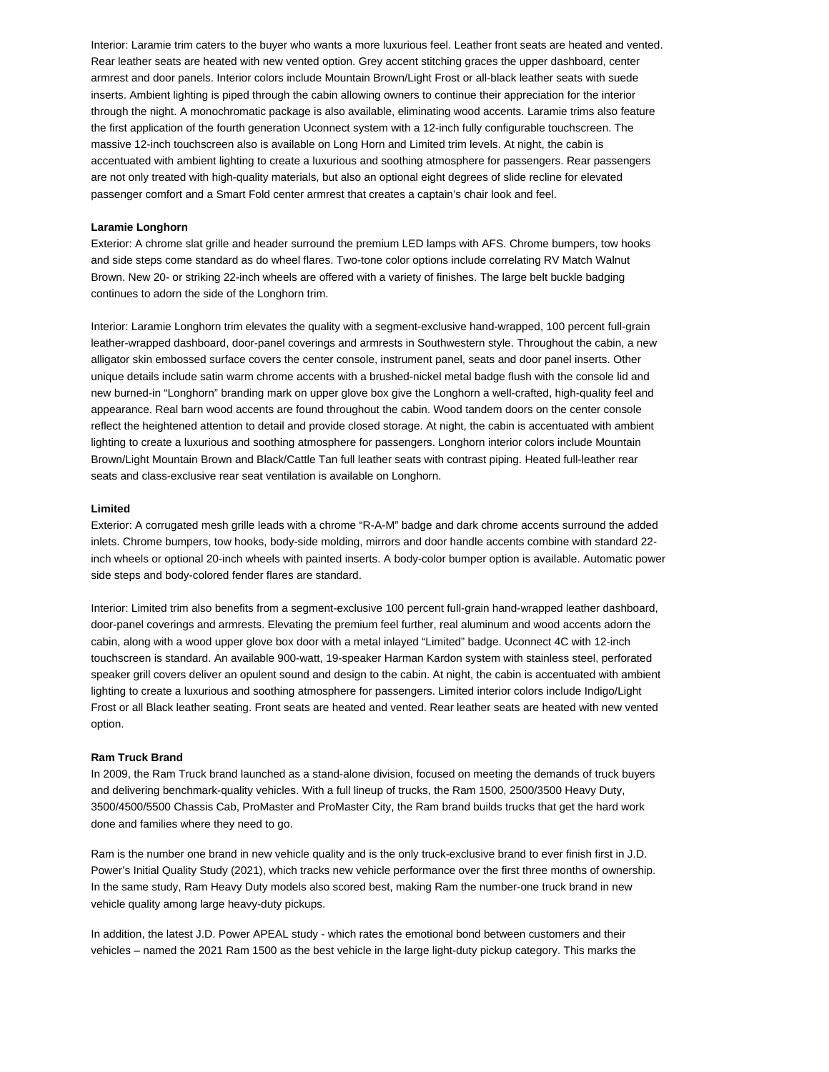Interior: Laramie trim caters to the buyer who wants a more luxurious feel. Leather front seats are heated and vented. Rear leather seats are heated with new vented option. Grey accent stitching graces the upper dashboard, center armrest and door panels. Interior colors include Mountain Brown/Light Frost or all-black leather seats with suede inserts. Ambient lighting is piped through the cabin allowing owners to continue their appreciation for the interior through the night. A monochromatic package is also available, eliminating wood accents. Laramie trims also feature the first application of the fourth generation Uconnect system with a 12-inch fully configurable touchscreen. The massive 12-inch touchscreen also is available on Long Horn and Limited trim levels. At night, the cabin is accentuated with ambient lighting to create a luxurious and soothing atmosphere for passengers. Rear passengers are not only treated with high-quality materials, but also an optional eight degrees of slide recline for elevated passenger comfort and a Smart Fold center armrest that creates a captain's chair look and feel.

**Laramie Longhorn**

Exterior: A chrome slat grille and header surround the premium LED lamps with AFS. Chrome bumpers, tow hooks and side steps come standard as do wheel flares. Two-tone color options include correlating RV Match Walnut Brown. New 20- or striking 22-inch wheels are offered with a variety of finishes. The large belt buckle badging continues to adorn the side of the Longhorn trim.

Interior: Laramie Longhorn trim elevates the quality with a segment-exclusive hand-wrapped, 100 percent full-grain leather-wrapped dashboard, door-panel coverings and armrests in Southwestern style. Throughout the cabin, a new alligator skin embossed surface covers the center console, instrument panel, seats and door panel inserts. Other unique details include satin warm chrome accents with a brushed-nickel metal badge flush with the console lid and new burned-in "Longhorn" branding mark on upper glove box give the Longhorn a well-crafted, high-quality feel and appearance. Real barn wood accents are found throughout the cabin. Wood tandem doors on the center console reflect the heightened attention to detail and provide closed storage. At night, the cabin is accentuated with ambient lighting to create a luxurious and soothing atmosphere for passengers. Longhorn interior colors include Mountain Brown/Light Mountain Brown and Black/Cattle Tan full leather seats with contrast piping. Heated full-leather rear seats and class-exclusive rear seat ventilation is available on Longhorn.

**Limited**

Exterior: A corrugated mesh grille leads with a chrome "R-A-M" badge and dark chrome accents surround the added inlets. Chrome bumpers, tow hooks, body-side molding, mirrors and door handle accents combine with standard 22-inch wheels or optional 20-inch wheels with painted inserts. A body-color bumper option is available. Automatic power side steps and body-colored fender flares are standard.

Interior: Limited trim also benefits from a segment-exclusive 100 percent full-grain hand-wrapped leather dashboard, door-panel coverings and armrests. Elevating the premium feel further, real aluminum and wood accents adorn the cabin, along with a wood upper glove box door with a metal inlayed "Limited" badge. Uconnect 4C with 12-inch touchscreen is standard. An available 900-watt, 19-speaker Harman Kardon system with stainless steel, perforated speaker grill covers deliver an opulent sound and design to the cabin. At night, the cabin is accentuated with ambient lighting to create a luxurious and soothing atmosphere for passengers. Limited interior colors include Indigo/Light Frost or all Black leather seating. Front seats are heated and vented. Rear leather seats are heated with new vented option.

**Ram Truck Brand**

In 2009, the Ram Truck brand launched as a stand-alone division, focused on meeting the demands of truck buyers and delivering benchmark-quality vehicles. With a full lineup of trucks, the Ram 1500, 2500/3500 Heavy Duty, 3500/4500/5500 Chassis Cab, ProMaster and ProMaster City, the Ram brand builds trucks that get the hard work done and families where they need to go.

Ram is the number one brand in new vehicle quality and is the only truck-exclusive brand to ever finish first in J.D. Power's Initial Quality Study (2021), which tracks new vehicle performance over the first three months of ownership. In the same study, Ram Heavy Duty models also scored best, making Ram the number-one truck brand in new vehicle quality among large heavy-duty pickups.

In addition, the latest J.D. Power APEAL study - which rates the emotional bond between customers and their vehicles – named the 2021 Ram 1500 as the best vehicle in the large light-duty pickup category. This marks the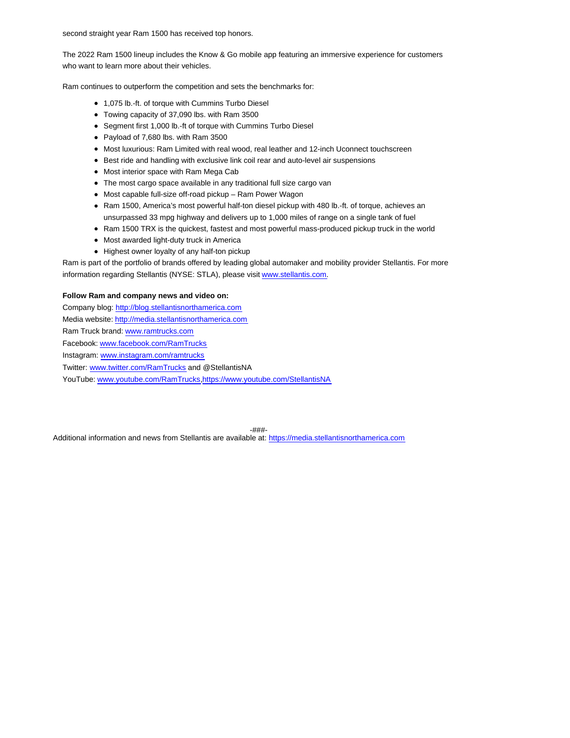second straight year Ram 1500 has received top honors.

The 2022 Ram 1500 lineup includes the Know & Go mobile app featuring an immersive experience for customers who want to learn more about their vehicles.

Ram continues to outperform the competition and sets the benchmarks for:

- 1,075 lb.-ft. of torque with Cummins Turbo Diesel
- Towing capacity of 37,090 lbs. with Ram 3500
- Segment first 1,000 lb.-ft of torque with Cummins Turbo Diesel
- Payload of 7,680 lbs. with Ram 3500
- Most luxurious: Ram Limited with real wood, real leather and 12-inch Uconnect touchscreen
- Best ride and handling with exclusive link coil rear and auto-level air suspensions
- Most interior space with Ram Mega Cab
- The most cargo space available in any traditional full size cargo van
- Most capable full-size off-road pickup – Ram Power Wagon
- Ram 1500, America's most powerful half-ton diesel pickup with 480 lb.-ft. of torque, achieves an unsurpassed 33 mpg highway and delivers up to 1,000 miles of range on a single tank of fuel
- Ram 1500 TRX is the quickest, fastest and most powerful mass-produced pickup truck in the world
- Most awarded light-duty truck in America
- Highest owner loyalty of any half-ton pickup

Ram is part of the portfolio of brands offered by leading global automaker and mobility provider Stellantis. For more information regarding Stellantis (NYSE: STLA), please visit www.stellantis.com.

**Follow Ram and company news and video on:**

Company blog: http://blog.stellantisnorthamerica.com
Media website: http://media.stellantisnorthamerica.com
Ram Truck brand: www.ramtrucks.com
Facebook: www.facebook.com/RamTrucks
Instagram: www.instagram.com/ramtrucks
Twitter: www.twitter.com/RamTrucks and @StellantisNA
YouTube: www.youtube.com/RamTrucks,https://www.youtube.com/StellantisNA

-###-

Additional information and news from Stellantis are available at: https://media.stellantisnorthamerica.com